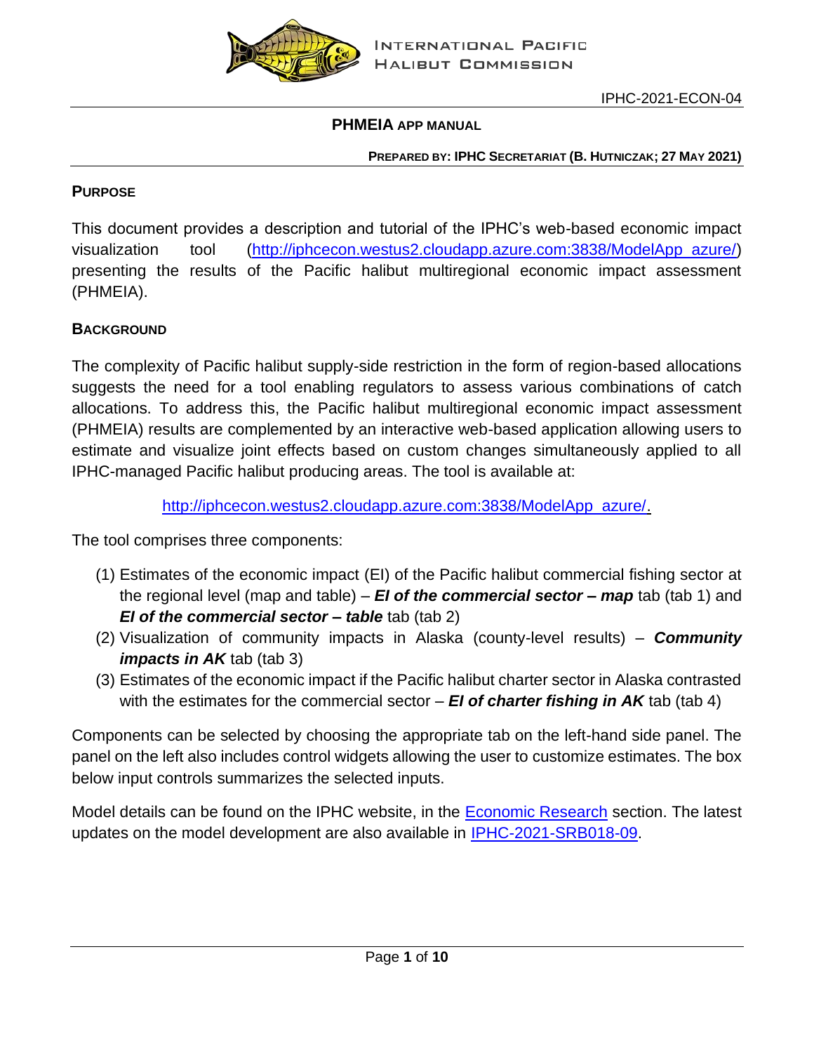INTERNATIONAL PACIFIC HALIBUT COMMISSION

IPHC-2021-ECON-04

# PHMEIA APP MANUAL

**PREPARED BY: IPHC SECRETARIAT (B. HUTNICZAK; 27 MAY 2021)**

## PURPOSE

This document provides a description and tutorial of the IPHC's web-based economic impact visualization tool (http://iphcecon.westus2.cloudapp.azure.com:3838/ModelApp_azure/) presenting the results of the Pacific halibut multiregional economic impact assessment (PHMEIA).

## BACKGROUND

The complexity of Pacific halibut supply-side restriction in the form of region-based allocations suggests the need for a tool enabling regulators to assess various combinations of catch allocations. To address this, the Pacific halibut multiregional economic impact assessment (PHMEIA) results are complemented by an interactive web-based application allowing users to estimate and visualize joint effects based on custom changes simultaneously applied to all IPHC-managed Pacific halibut producing areas. The tool is available at:

http://iphcecon.westus2.cloudapp.azure.com:3838/ModelApp_azure/.

The tool comprises three components:

(1) Estimates of the economic impact (EI) of the Pacific halibut commercial fishing sector at the regional level (map and table) – ***EI of the commercial sector – map*** tab (tab 1) and ***EI of the commercial sector – table*** tab (tab 2)
(2) Visualization of community impacts in Alaska (county-level results) – ***Community impacts in AK*** tab (tab 3)
(3) Estimates of the economic impact if the Pacific halibut charter sector in Alaska contrasted with the estimates for the commercial sector – ***EI of charter fishing in AK*** tab (tab 4)

Components can be selected by choosing the appropriate tab on the left-hand side panel. The panel on the left also includes control widgets allowing the user to customize estimates. The box below input controls summarizes the selected inputs.

Model details can be found on the IPHC website, in the Economic Research section. The latest updates on the model development are also available in IPHC-2021-SRB018-09.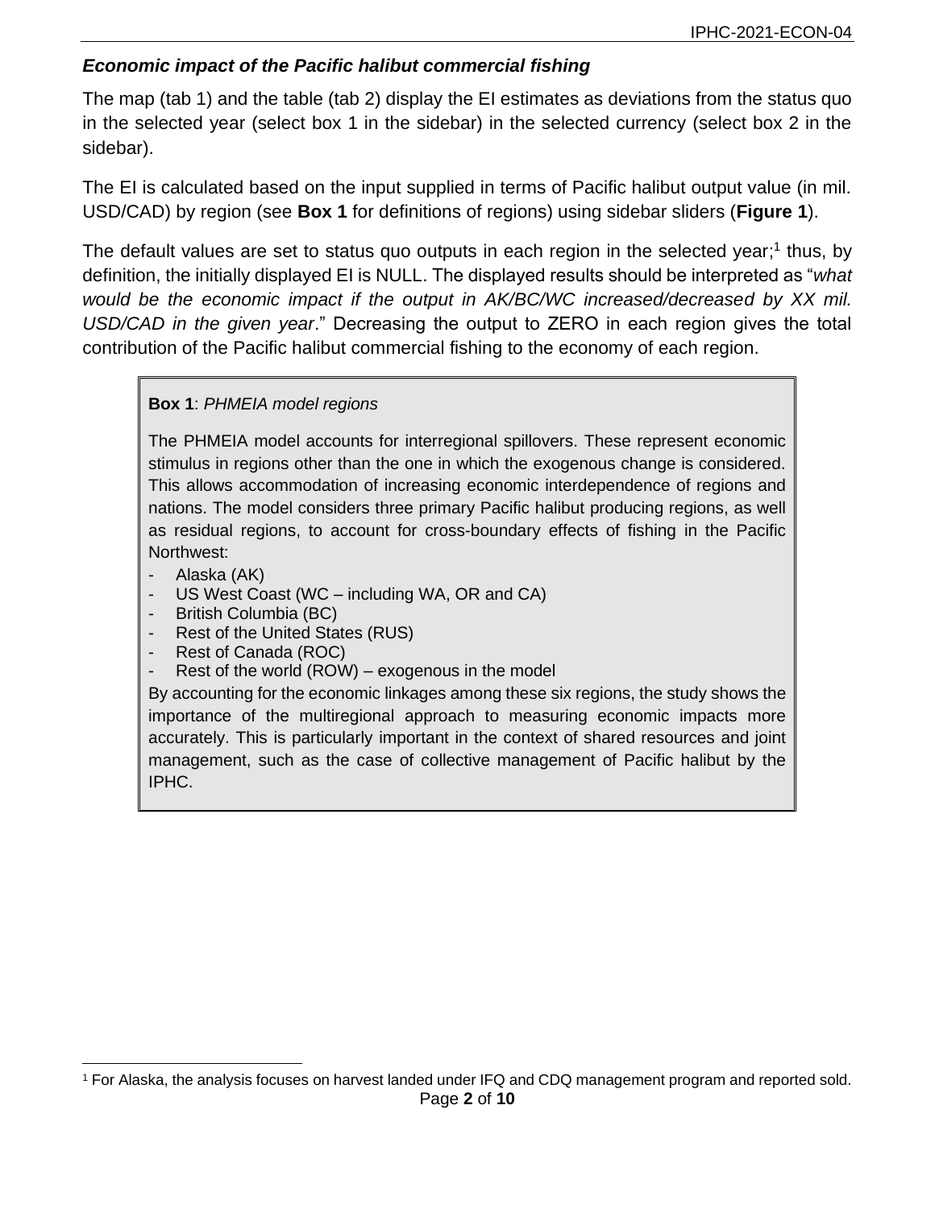### ***Economic impact of the Pacific halibut commercial fishing***

The map (tab 1) and the table (tab 2) display the EI estimates as deviations from the status quo in the selected year (select box 1 in the sidebar) in the selected currency (select box 2 in the sidebar).

The EI is calculated based on the input supplied in terms of Pacific halibut output value (in mil. USD/CAD) by region (see **Box 1** for definitions of regions) using sidebar sliders (**Figure 1**).

The default values are set to status quo outputs in each region in the selected year;[1] thus, by definition, the initially displayed EI is NULL. The displayed results should be interpreted as "*what would be the economic impact if the output in AK/BC/WC increased/decreased by XX mil. USD/CAD in the given year*." Decreasing the output to ZERO in each region gives the total contribution of the Pacific halibut commercial fishing to the economy of each region.

> **Box 1**: *PHMEIA model regions*
>
> The PHMEIA model accounts for interregional spillovers. These represent economic stimulus in regions other than the one in which the exogenous change is considered. This allows accommodation of increasing economic interdependence of regions and nations. The model considers three primary Pacific halibut producing regions, as well as residual regions, to account for cross-boundary effects of fishing in the Pacific Northwest:
>
> - Alaska (AK)
> - US West Coast (WC – including WA, OR and CA)
> - British Columbia (BC)
> - Rest of the United States (RUS)
> - Rest of Canada (ROC)
> - Rest of the world (ROW) – exogenous in the model
>
> By accounting for the economic linkages among these six regions, the study shows the importance of the multiregional approach to measuring economic impacts more accurately. This is particularly important in the context of shared resources and joint management, such as the case of collective management of Pacific halibut by the IPHC.

[1] For Alaska, the analysis focuses on harvest landed under IFQ and CDQ management program and reported sold.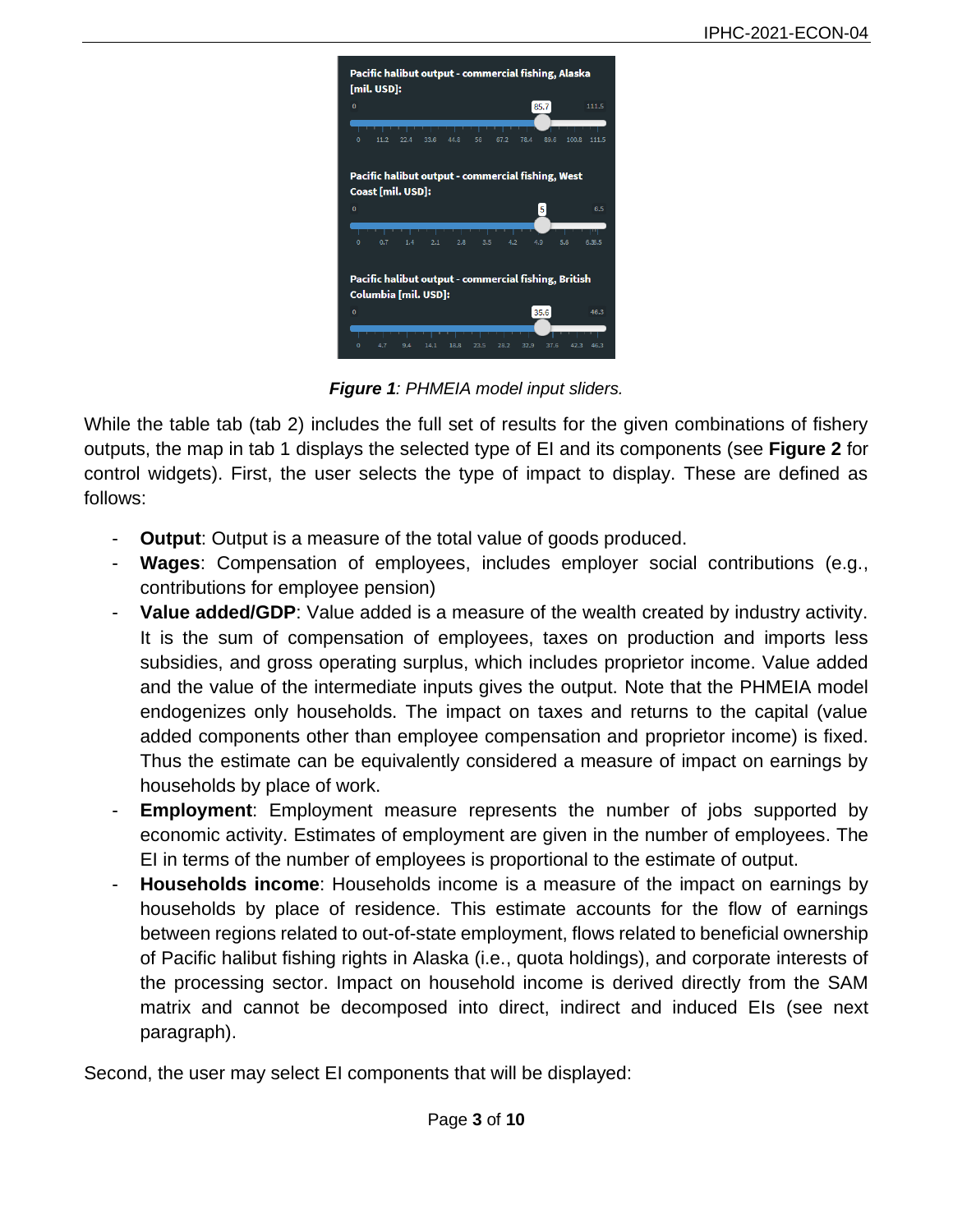*Figure 1: PHMEIA model input sliders.*

While the table tab (tab 2) includes the full set of results for the given combinations of fishery outputs, the map in tab 1 displays the selected type of EI and its components (see **Figure 2** for control widgets). First, the user selects the type of impact to display. These are defined as follows:

- **Output**: Output is a measure of the total value of goods produced.
- **Wages**: Compensation of employees, includes employer social contributions (e.g., contributions for employee pension)
- **Value added/GDP**: Value added is a measure of the wealth created by industry activity. It is the sum of compensation of employees, taxes on production and imports less subsidies, and gross operating surplus, which includes proprietor income. Value added and the value of the intermediate inputs gives the output. Note that the PHMEIA model endogenizes only households. The impact on taxes and returns to the capital (value added components other than employee compensation and proprietor income) is fixed. Thus the estimate can be equivalently considered a measure of impact on earnings by households by place of work.
- **Employment**: Employment measure represents the number of jobs supported by economic activity. Estimates of employment are given in the number of employees. The EI in terms of the number of employees is proportional to the estimate of output.
- **Households income**: Households income is a measure of the impact on earnings by households by place of residence. This estimate accounts for the flow of earnings between regions related to out-of-state employment, flows related to beneficial ownership of Pacific halibut fishing rights in Alaska (i.e., quota holdings), and corporate interests of the processing sector. Impact on household income is derived directly from the SAM matrix and cannot be decomposed into direct, indirect and induced EIs (see next paragraph).

Second, the user may select EI components that will be displayed: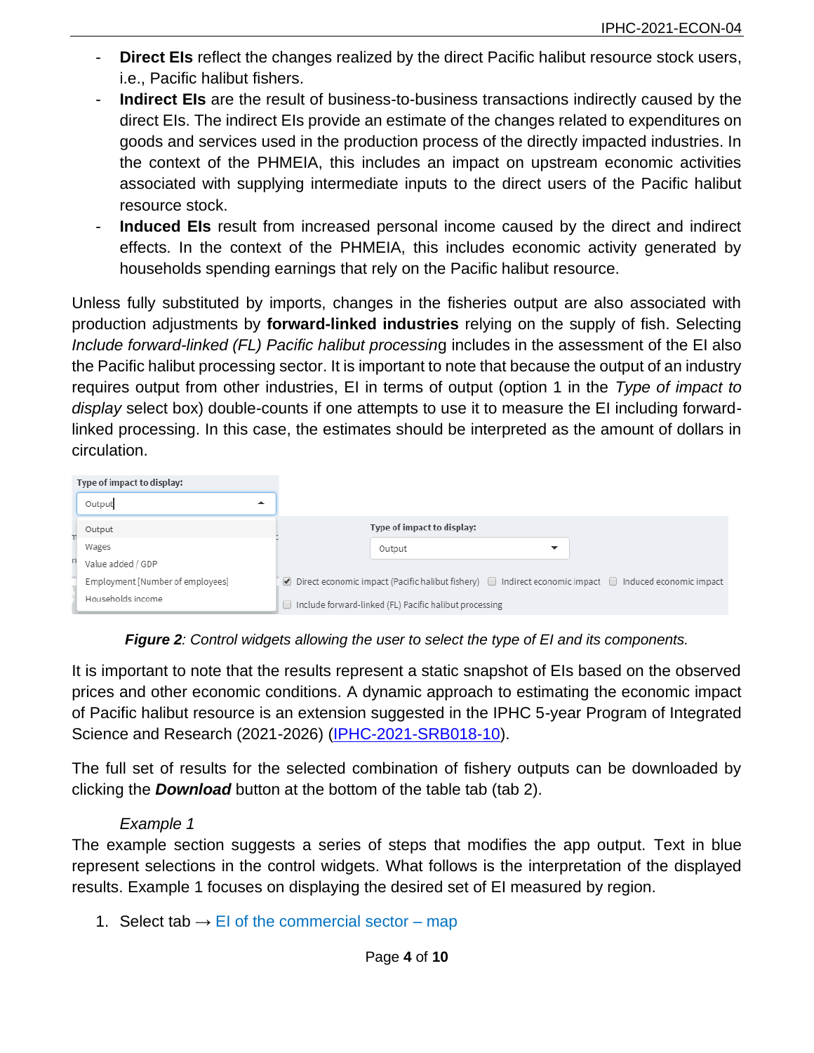- **Direct EIs** reflect the changes realized by the direct Pacific halibut resource stock users, i.e., Pacific halibut fishers.
- **Indirect EIs** are the result of business-to-business transactions indirectly caused by the direct EIs. The indirect EIs provide an estimate of the changes related to expenditures on goods and services used in the production process of the directly impacted industries. In the context of the PHMEIA, this includes an impact on upstream economic activities associated with supplying intermediate inputs to the direct users of the Pacific halibut resource stock.
- **Induced EIs** result from increased personal income caused by the direct and indirect effects. In the context of the PHMEIA, this includes economic activity generated by households spending earnings that rely on the Pacific halibut resource.

Unless fully substituted by imports, changes in the fisheries output are also associated with production adjustments by **forward-linked industries** relying on the supply of fish. Selecting *Include forward-linked (FL) Pacific halibut processin*g includes in the assessment of the EI also the Pacific halibut processing sector. It is important to note that because the output of an industry requires output from other industries, EI in terms of output (option 1 in the *Type of impact to display* select box) double-counts if one attempts to use it to measure the EI including forward-linked processing. In this case, the estimates should be interpreted as the amount of dollars in circulation.

***Figure 2****: Control widgets allowing the user to select the type of EI and its components.*

It is important to note that the results represent a static snapshot of EIs based on the observed prices and other economic conditions. A dynamic approach to estimating the economic impact of Pacific halibut resource is an extension suggested in the IPHC 5-year Program of Integrated Science and Research (2021-2026) (IPHC-2021-SRB018-10).

The full set of results for the selected combination of fishery outputs can be downloaded by clicking the ***Download*** button at the bottom of the table tab (tab 2).

*Example 1*

The example section suggests a series of steps that modifies the app output. Text in blue represent selections in the control widgets. What follows is the interpretation of the displayed results. Example 1 focuses on displaying the desired set of EI measured by region.

1. Select tab → EI of the commercial sector – map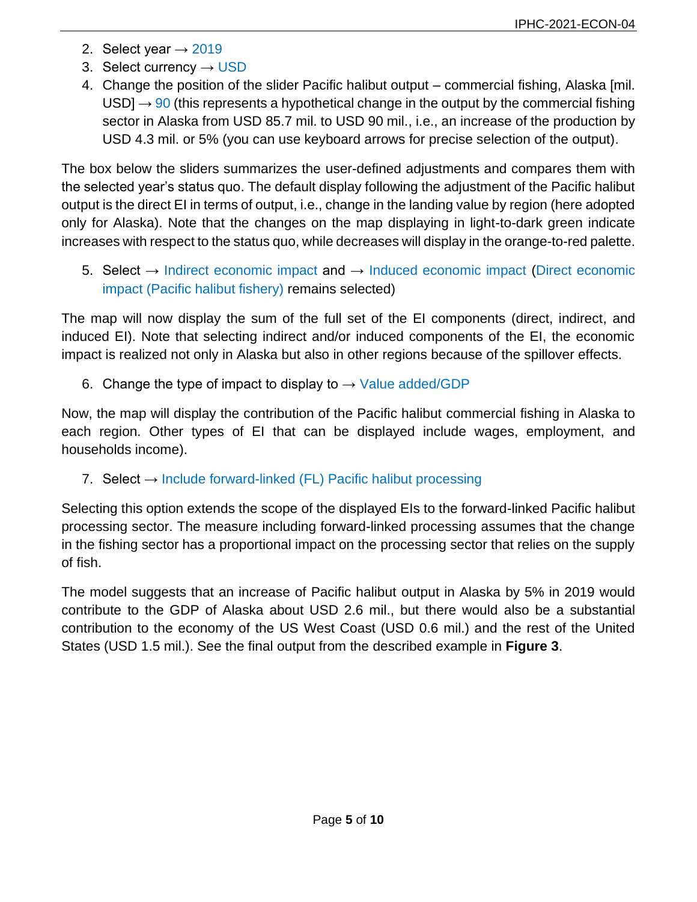2. Select year → 2019
3. Select currency → USD
4. Change the position of the slider Pacific halibut output – commercial fishing, Alaska [mil. USD] → 90 (this represents a hypothetical change in the output by the commercial fishing sector in Alaska from USD 85.7 mil. to USD 90 mil., i.e., an increase of the production by USD 4.3 mil. or 5% (you can use keyboard arrows for precise selection of the output).

The box below the sliders summarizes the user-defined adjustments and compares them with the selected year's status quo. The default display following the adjustment of the Pacific halibut output is the direct EI in terms of output, i.e., change in the landing value by region (here adopted only for Alaska). Note that the changes on the map displaying in light-to-dark green indicate increases with respect to the status quo, while decreases will display in the orange-to-red palette.

5. Select → Indirect economic impact and → Induced economic impact (Direct economic impact (Pacific halibut fishery) remains selected)

The map will now display the sum of the full set of the EI components (direct, indirect, and induced EI). Note that selecting indirect and/or induced components of the EI, the economic impact is realized not only in Alaska but also in other regions because of the spillover effects.

6. Change the type of impact to display to → Value added/GDP

Now, the map will display the contribution of the Pacific halibut commercial fishing in Alaska to each region. Other types of EI that can be displayed include wages, employment, and households income).

7. Select → Include forward-linked (FL) Pacific halibut processing

Selecting this option extends the scope of the displayed EIs to the forward-linked Pacific halibut processing sector. The measure including forward-linked processing assumes that the change in the fishing sector has a proportional impact on the processing sector that relies on the supply of fish.

The model suggests that an increase of Pacific halibut output in Alaska by 5% in 2019 would contribute to the GDP of Alaska about USD 2.6 mil., but there would also be a substantial contribution to the economy of the US West Coast (USD 0.6 mil.) and the rest of the United States (USD 1.5 mil.). See the final output from the described example in **Figure 3**.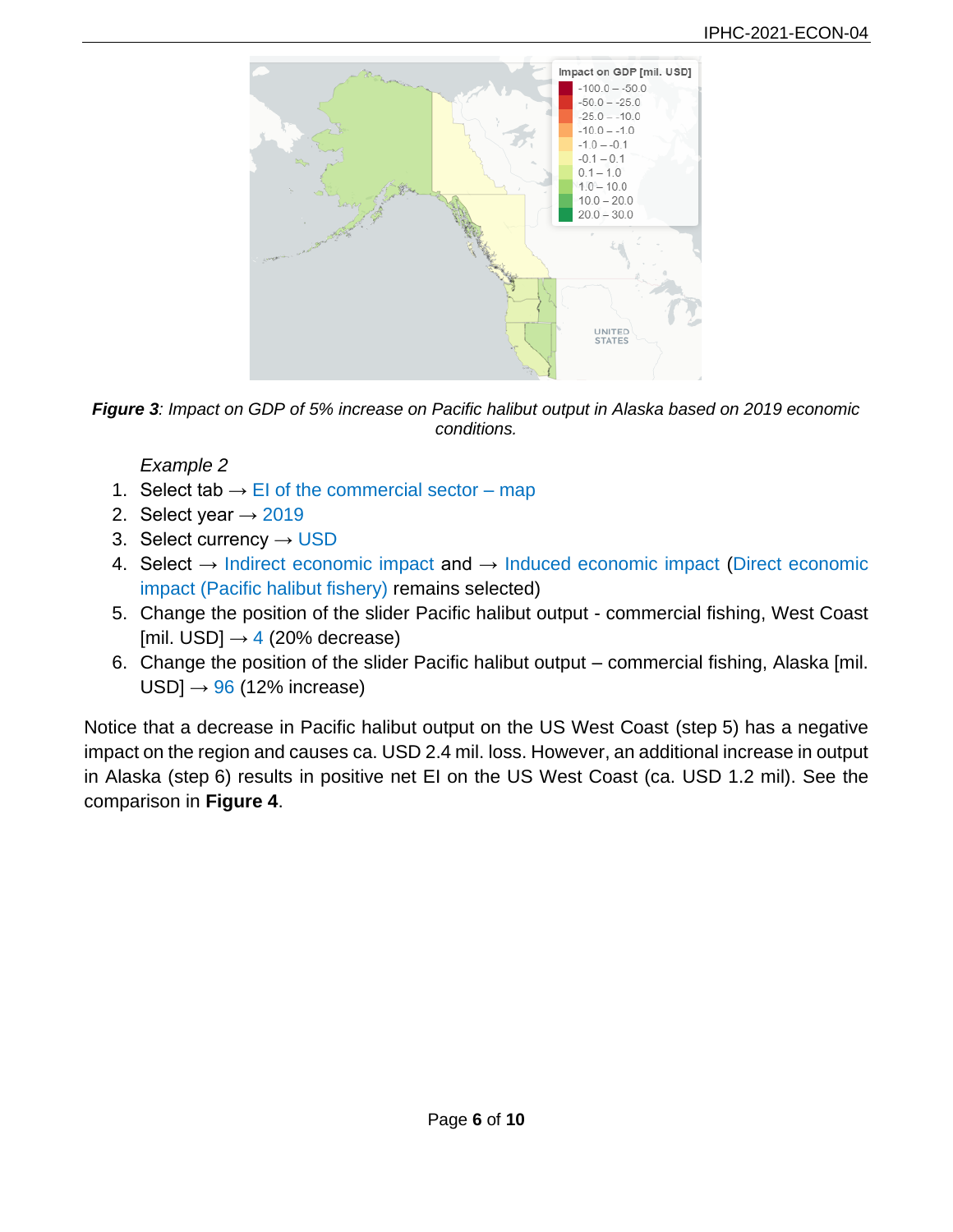***Figure 3****: Impact on GDP of 5% increase on Pacific halibut output in Alaska based on 2019 economic conditions.*

*Example 2*

1. Select tab → EI of the commercial sector – map
2. Select year → 2019
3. Select currency → USD
4. Select → Indirect economic impact and → Induced economic impact (Direct economic impact (Pacific halibut fishery) remains selected)
5. Change the position of the slider Pacific halibut output - commercial fishing, West Coast [mil. USD] → 4 (20% decrease)
6. Change the position of the slider Pacific halibut output – commercial fishing, Alaska [mil. USD] → 96 (12% increase)

Notice that a decrease in Pacific halibut output on the US West Coast (step 5) has a negative impact on the region and causes ca. USD 2.4 mil. loss. However, an additional increase in output in Alaska (step 6) results in positive net EI on the US West Coast (ca. USD 1.2 mil). See the comparison in **Figure 4**.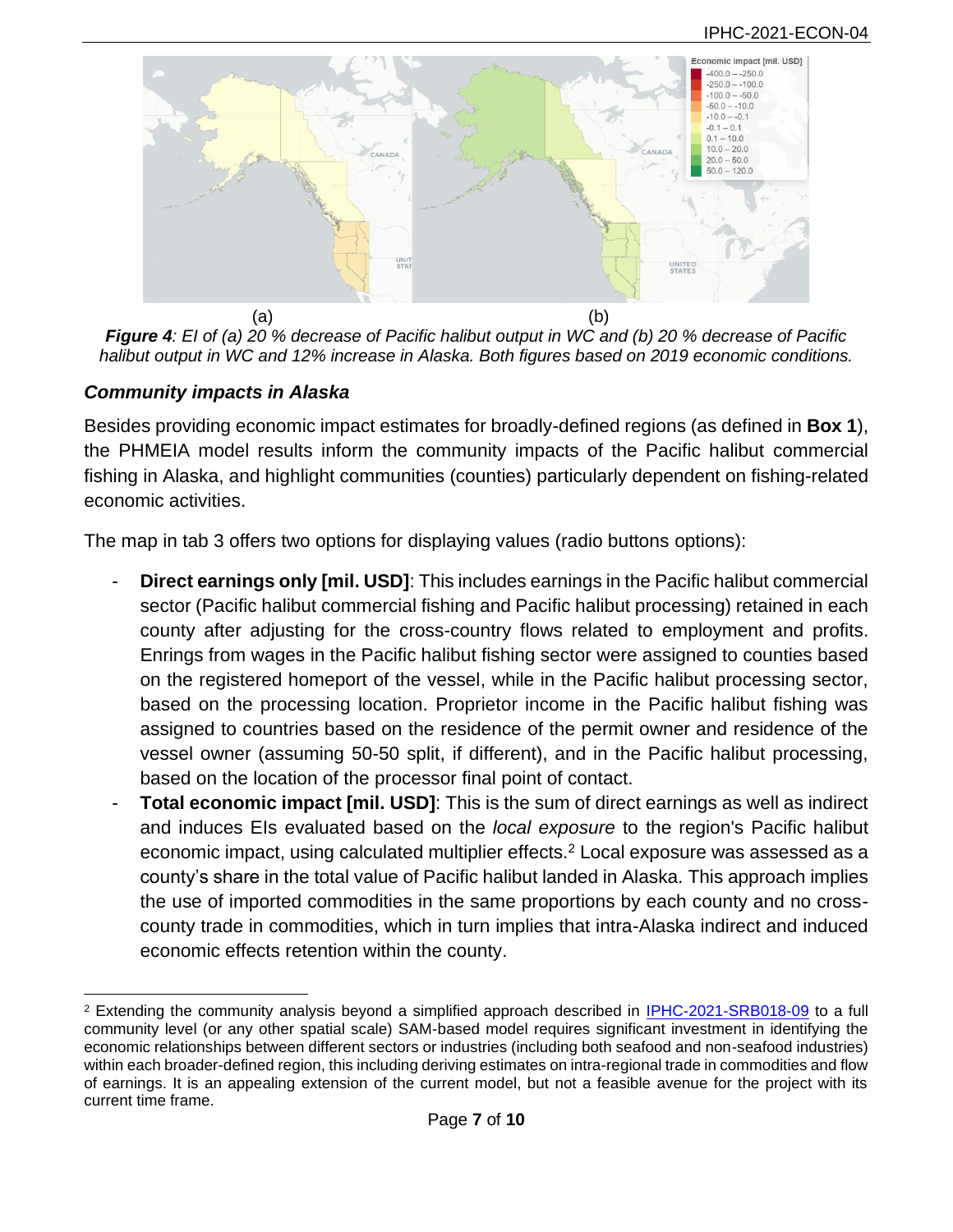(a) (b)

***Figure 4**: EI of (a) 20 % decrease of Pacific halibut output in WC and (b) 20 % decrease of Pacific halibut output in WC and 12% increase in Alaska. Both figures based on 2019 economic conditions.*

### *Community impacts in Alaska*

Besides providing economic impact estimates for broadly-defined regions (as defined in **Box 1**), the PHMEIA model results inform the community impacts of the Pacific halibut commercial fishing in Alaska, and highlight communities (counties) particularly dependent on fishing-related economic activities.

The map in tab 3 offers two options for displaying values (radio buttons options):

- **Direct earnings only [mil. USD]**: This includes earnings in the Pacific halibut commercial sector (Pacific halibut commercial fishing and Pacific halibut processing) retained in each county after adjusting for the cross-country flows related to employment and profits. Enrings from wages in the Pacific halibut fishing sector were assigned to counties based on the registered homeport of the vessel, while in the Pacific halibut processing sector, based on the processing location. Proprietor income in the Pacific halibut fishing was assigned to countries based on the residence of the permit owner and residence of the vessel owner (assuming 50-50 split, if different), and in the Pacific halibut processing, based on the location of the processor final point of contact.
- **Total economic impact [mil. USD]**: This is the sum of direct earnings as well as indirect and induces EIs evaluated based on the *local exposure* to the region's Pacific halibut economic impact, using calculated multiplier effects.[2] Local exposure was assessed as a county's share in the total value of Pacific halibut landed in Alaska. This approach implies the use of imported commodities in the same proportions by each county and no cross-county trade in commodities, which in turn implies that intra-Alaska indirect and induced economic effects retention within the county.

---

[2] Extending the community analysis beyond a simplified approach described in IPHC-2021-SRB018-09 to a full community level (or any other spatial scale) SAM-based model requires significant investment in identifying the economic relationships between different sectors or industries (including both seafood and non-seafood industries) within each broader-defined region, this including deriving estimates on intra-regional trade in commodities and flow of earnings. It is an appealing extension of the current model, but not a feasible avenue for the project with its current time frame.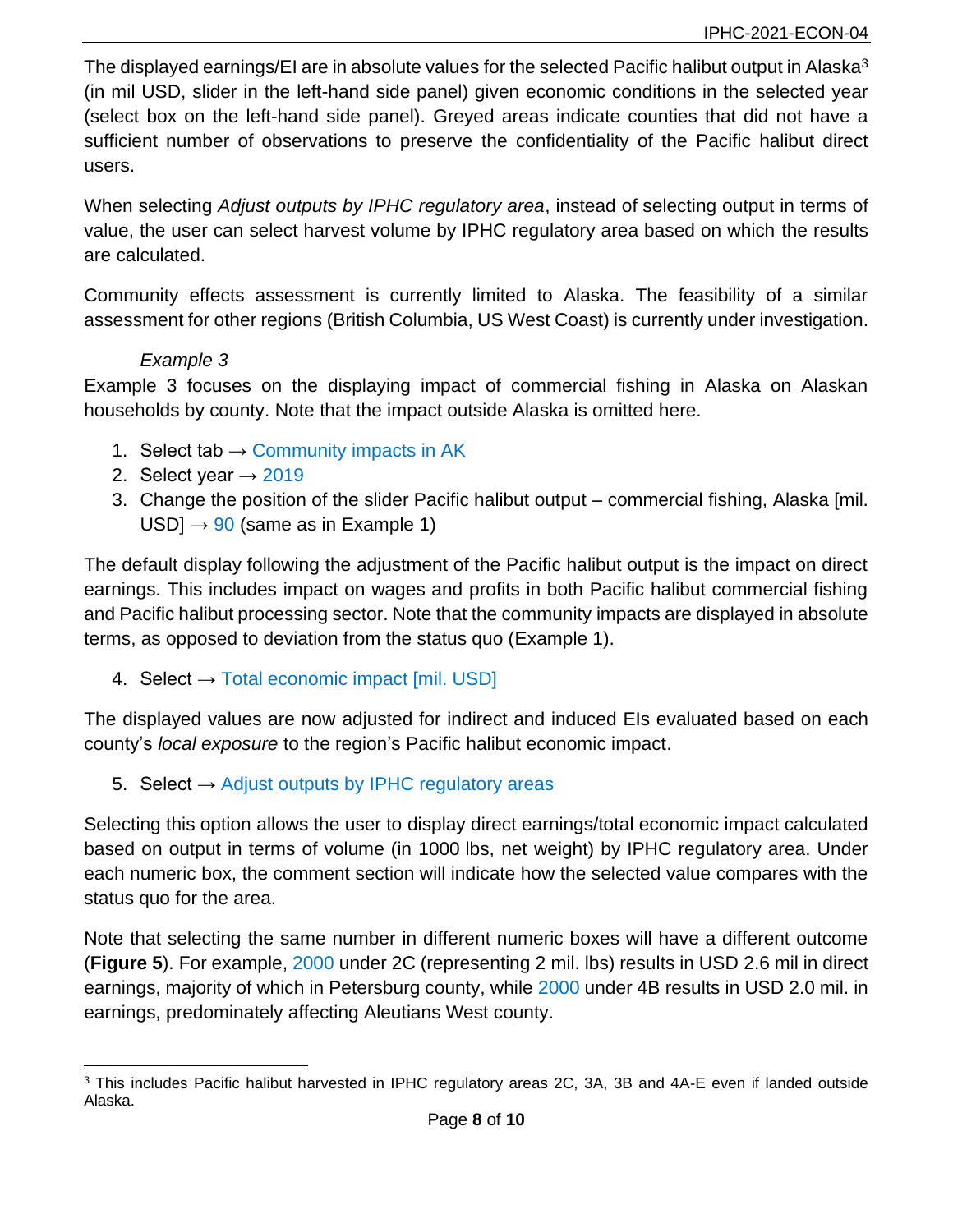The displayed earnings/EI are in absolute values for the selected Pacific halibut output in Alaska[3] (in mil USD, slider in the left-hand side panel) given economic conditions in the selected year (select box on the left-hand side panel). Greyed areas indicate counties that did not have a sufficient number of observations to preserve the confidentiality of the Pacific halibut direct users.

When selecting *Adjust outputs by IPHC regulatory area*, instead of selecting output in terms of value, the user can select harvest volume by IPHC regulatory area based on which the results are calculated.

Community effects assessment is currently limited to Alaska. The feasibility of a similar assessment for other regions (British Columbia, US West Coast) is currently under investigation.

*Example 3*

Example 3 focuses on the displaying impact of commercial fishing in Alaska on Alaskan households by county. Note that the impact outside Alaska is omitted here.

1. Select tab → Community impacts in AK
2. Select year → 2019
3. Change the position of the slider Pacific halibut output – commercial fishing, Alaska [mil. USD] → 90 (same as in Example 1)

The default display following the adjustment of the Pacific halibut output is the impact on direct earnings. This includes impact on wages and profits in both Pacific halibut commercial fishing and Pacific halibut processing sector. Note that the community impacts are displayed in absolute terms, as opposed to deviation from the status quo (Example 1).

4. Select → Total economic impact [mil. USD]

The displayed values are now adjusted for indirect and induced EIs evaluated based on each county's *local exposure* to the region's Pacific halibut economic impact.

5. Select → Adjust outputs by IPHC regulatory areas

Selecting this option allows the user to display direct earnings/total economic impact calculated based on output in terms of volume (in 1000 lbs, net weight) by IPHC regulatory area. Under each numeric box, the comment section will indicate how the selected value compares with the status quo for the area.

Note that selecting the same number in different numeric boxes will have a different outcome (**Figure 5**). For example, 2000 under 2C (representing 2 mil. lbs) results in USD 2.6 mil in direct earnings, majority of which in Petersburg county, while 2000 under 4B results in USD 2.0 mil. in earnings, predominately affecting Aleutians West county.

[3] This includes Pacific halibut harvested in IPHC regulatory areas 2C, 3A, 3B and 4A-E even if landed outside Alaska.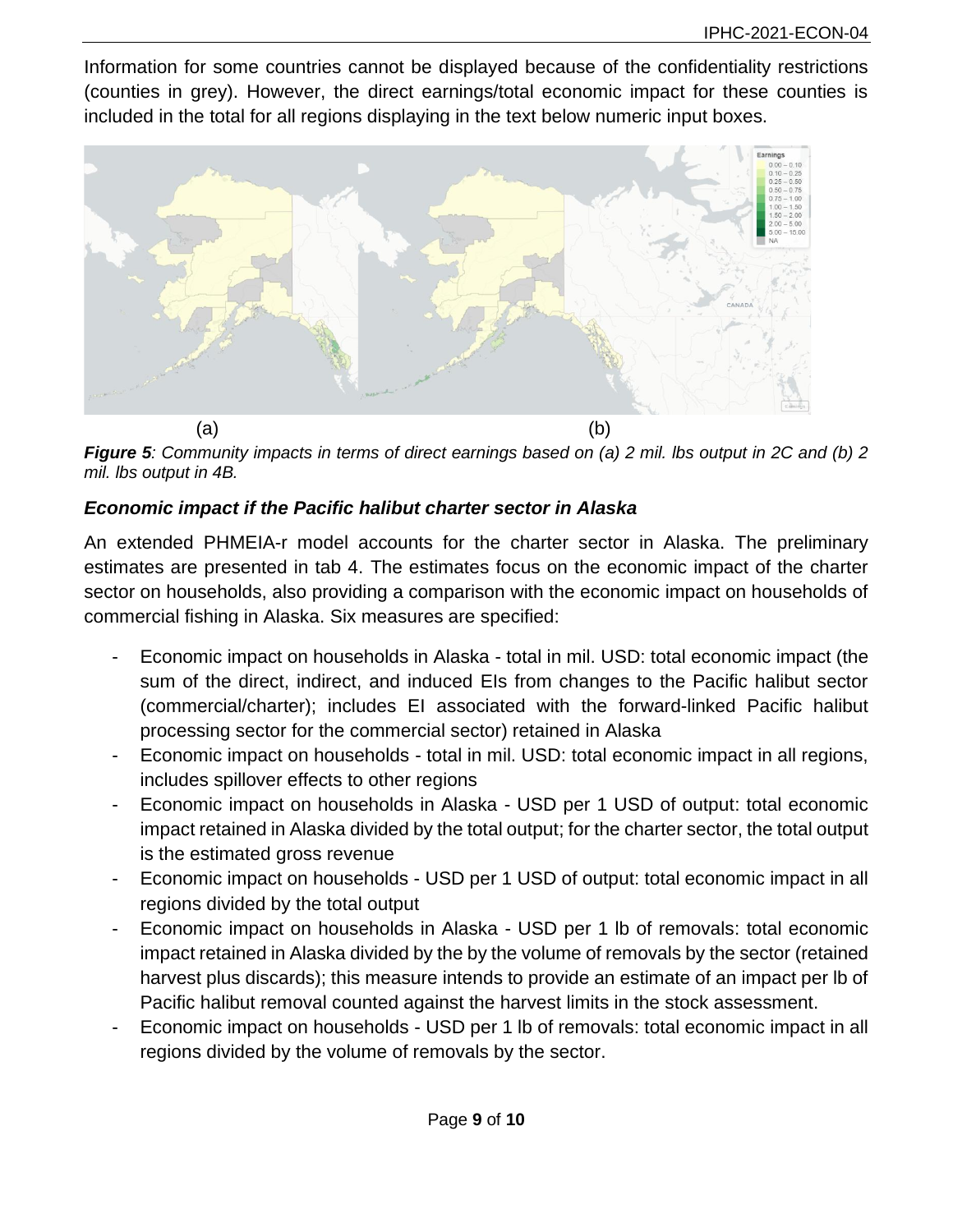Information for some countries cannot be displayed because of the confidentiality restrictions (counties in grey). However, the direct earnings/total economic impact for these counties is included in the total for all regions displaying in the text below numeric input boxes.

(a) (b)

***Figure 5**: Community impacts in terms of direct earnings based on (a) 2 mil. lbs output in 2C and (b) 2 mil. lbs output in 4B.*

### *Economic impact if the Pacific halibut charter sector in Alaska*

An extended PHMEIA-r model accounts for the charter sector in Alaska. The preliminary estimates are presented in tab 4. The estimates focus on the economic impact of the charter sector on households, also providing a comparison with the economic impact on households of commercial fishing in Alaska. Six measures are specified:

- Economic impact on households in Alaska - total in mil. USD: total economic impact (the sum of the direct, indirect, and induced EIs from changes to the Pacific halibut sector (commercial/charter); includes EI associated with the forward-linked Pacific halibut processing sector for the commercial sector) retained in Alaska
- Economic impact on households - total in mil. USD: total economic impact in all regions, includes spillover effects to other regions
- Economic impact on households in Alaska - USD per 1 USD of output: total economic impact retained in Alaska divided by the total output; for the charter sector, the total output is the estimated gross revenue
- Economic impact on households - USD per 1 USD of output: total economic impact in all regions divided by the total output
- Economic impact on households in Alaska - USD per 1 lb of removals: total economic impact retained in Alaska divided by the by the volume of removals by the sector (retained harvest plus discards); this measure intends to provide an estimate of an impact per lb of Pacific halibut removal counted against the harvest limits in the stock assessment.
- Economic impact on households - USD per 1 lb of removals: total economic impact in all regions divided by the volume of removals by the sector.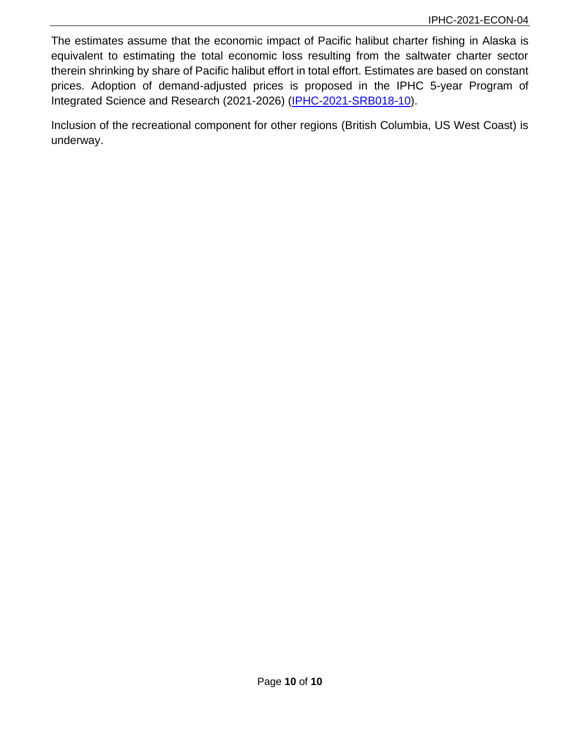The estimates assume that the economic impact of Pacific halibut charter fishing in Alaska is equivalent to estimating the total economic loss resulting from the saltwater charter sector therein shrinking by share of Pacific halibut effort in total effort. Estimates are based on constant prices. Adoption of demand-adjusted prices is proposed in the IPHC 5-year Program of Integrated Science and Research (2021-2026) (IPHC-2021-SRB018-10).

Inclusion of the recreational component for other regions (British Columbia, US West Coast) is underway.